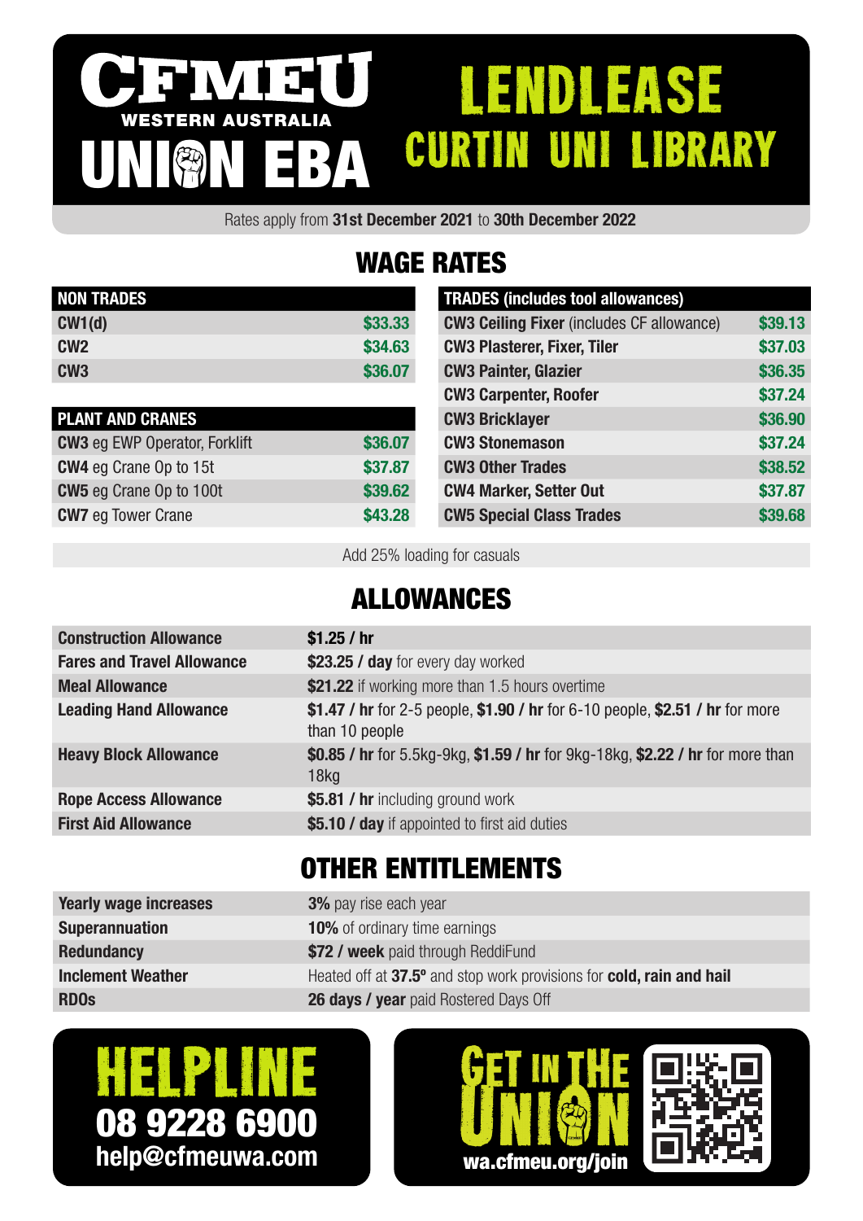# CFMEU WESTERN AUSTRALIA UNION EBA

# LENDLEASE CURTIN UNI LIBRARY

Rates apply from **31st December 2021** to **30th December 2022**

## WAGE RATES

| NON TRADES | |
|---|---|
| **CW1(d)** | $33.33 |
| **CW2** | $34.63 |
| **CW3** | $36.07 |

| PLANT AND CRANES | |
|---|---|
| **CW3** eg EWP Operator, Forklift | $36.07 |
| **CW4** eg Crane Op to 15t | $37.87 |
| **CW5** eg Crane Op to 100t | $39.62 |
| **CW7** eg Tower Crane | $43.28 |

| TRADES (includes tool allowances) | |
|---|---|
| **CW3 Ceiling Fixer** (includes CF allowance) | $39.13 |
| **CW3 Plasterer, Fixer, Tiler** | $37.03 |
| **CW3 Painter, Glazier** | $36.35 |
| **CW3 Carpenter, Roofer** | $37.24 |
| **CW3 Bricklayer** | $36.90 |
| **CW3 Stonemason** | $37.24 |
| **CW3 Other Trades** | $38.52 |
| **CW4 Marker, Setter Out** | $37.87 |
| **CW5 Special Class Trades** | $39.68 |

Add 25% loading for casuals

## ALLOWANCES

| | |
|---|---|
| **Construction Allowance** | **$1.25 / hr** |
| **Fares and Travel Allowance** | **$23.25 / day** for every day worked |
| **Meal Allowance** | **$21.22** if working more than 1.5 hours overtime |
| **Leading Hand Allowance** | **$1.47 / hr** for 2-5 people, **$1.90 / hr** for 6-10 people, **$2.51 / hr** for more than 10 people |
| **Heavy Block Allowance** | **$0.85 / hr** for 5.5kg-9kg, **$1.59 / hr** for 9kg-18kg, **$2.22 / hr** for more than 18kg |
| **Rope Access Allowance** | **$5.81 / hr** including ground work |
| **First Aid Allowance** | **$5.10 / day** if appointed to first aid duties |

## OTHER ENTITLEMENTS

| | |
|---|---|
| **Yearly wage increases** | **3%** pay rise each year |
| **Superannuation** | **10%** of ordinary time earnings |
| **Redundancy** | **$72 / week** paid through ReddiFund |
| **Inclement Weather** | Heated off at **37.5º** and stop work provisions for **cold, rain and hail** |
| **RDOs** | **26 days / year** paid Rostered Days Off |

**HELPLINE**
**08 9228 6900**
**help@cfmeuwa.com**

**GET IN THE UNION**
**wa.cfmeu.org/join**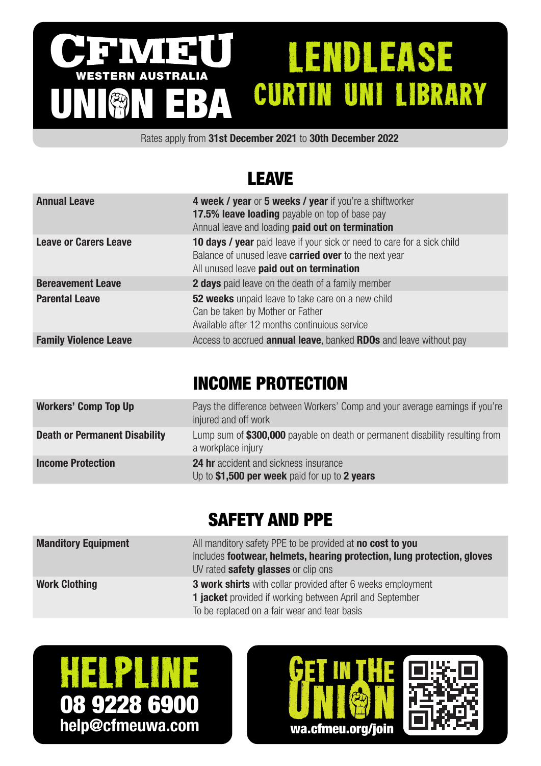# CFMEU WESTERN AUSTRALIA UNION EBA

# LENDLEASE CURTIN UNI LIBRARY

Rates apply from **31st December 2021** to **30th December 2022**

## LEAVE

| | |
|---|---|
| **Annual Leave** | **4 week / year** or **5 weeks / year** if you're a shiftworker<br>**17.5% leave loading** payable on top of base pay<br>Annual leave and loading **paid out on termination** |
| **Leave or Carers Leave** | **10 days / year** paid leave if your sick or need to care for a sick child<br>Balance of unused leave **carried over** to the next year<br>All unused leave **paid out on termination** |
| **Bereavement Leave** | **2 days** paid leave on the death of a family member |
| **Parental Leave** | **52 weeks** unpaid leave to take care on a new child<br>Can be taken by Mother or Father<br>Available after 12 months continuious service |
| **Family Violence Leave** | Access to accrued **annual leave**, banked **RDOs** and leave without pay |

## INCOME PROTECTION

| | |
|---|---|
| **Workers' Comp Top Up** | Pays the difference between Workers' Comp and your average earnings if you're injured and off work |
| **Death or Permanent Disability** | Lump sum of **$300,000** payable on death or permanent disability resulting from a workplace injury |
| **Income Protection** | **24 hr** accident and sickness insurance<br>Up to **$1,500 per week** paid for up to **2 years** |

## SAFETY AND PPE

| | |
|---|---|
| **Manditory Equipment** | All manditory safety PPE to be provided at **no cost to you**<br>Includes **footwear, helmets, hearing protection, lung protection, gloves**<br>UV rated **safety glasses** or clip ons |
| **Work Clothing** | **3 work shirts** with collar provided after 6 weeks employment<br>**1 jacket** provided if working between April and September<br>To be replaced on a fair wear and tear basis |

**HELPLINE**
**08 9228 6900**
**help@cfmeuwa.com**

**GET IN THE UNION**
**wa.cfmeu.org/join**